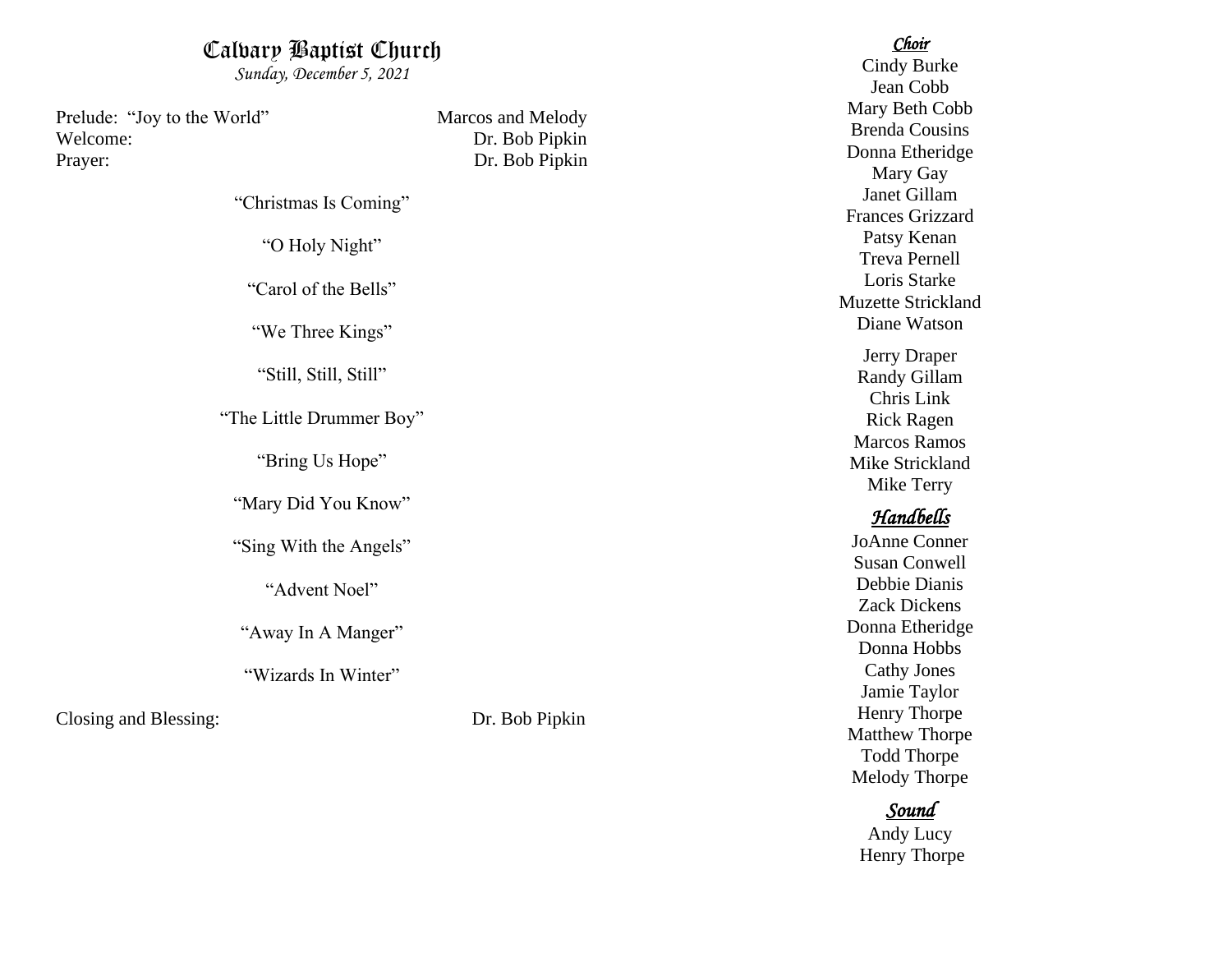# Calvary Baptist Church

*Sunday, December 5, 2021*

Prelude: "Joy to the World" — Marcos and Melody
Welcome: — Dr. Bob Pipkin
Prayer: — Dr. Bob Pipkin

"Christmas Is Coming"

"O Holy Night"

"Carol of the Bells"

"We Three Kings"

"Still, Still, Still"

"The Little Drummer Boy"

"Bring Us Hope"

"Mary Did You Know"

"Sing With the Angels"

"Advent Noel"

"Away In A Manger"

"Wizards In Winter"

Closing and Blessing: — Dr. Bob Pipkin

## *Choir*

Cindy Burke
Jean Cobb
Mary Beth Cobb
Brenda Cousins
Donna Etheridge
Mary Gay
Janet Gillam
Frances Grizzard
Patsy Kenan
Treva Pernell
Loris Starke
Muzette Strickland
Diane Watson

Jerry Draper
Randy Gillam
Chris Link
Rick Ragen
Marcos Ramos
Mike Strickland
Mike Terry

## *Handbells*

JoAnne Conner
Susan Conwell
Debbie Dianis
Zack Dickens
Donna Etheridge
Donna Hobbs
Cathy Jones
Jamie Taylor
Henry Thorpe
Matthew Thorpe
Todd Thorpe
Melody Thorpe

## *Sound*

Andy Lucy
Henry Thorpe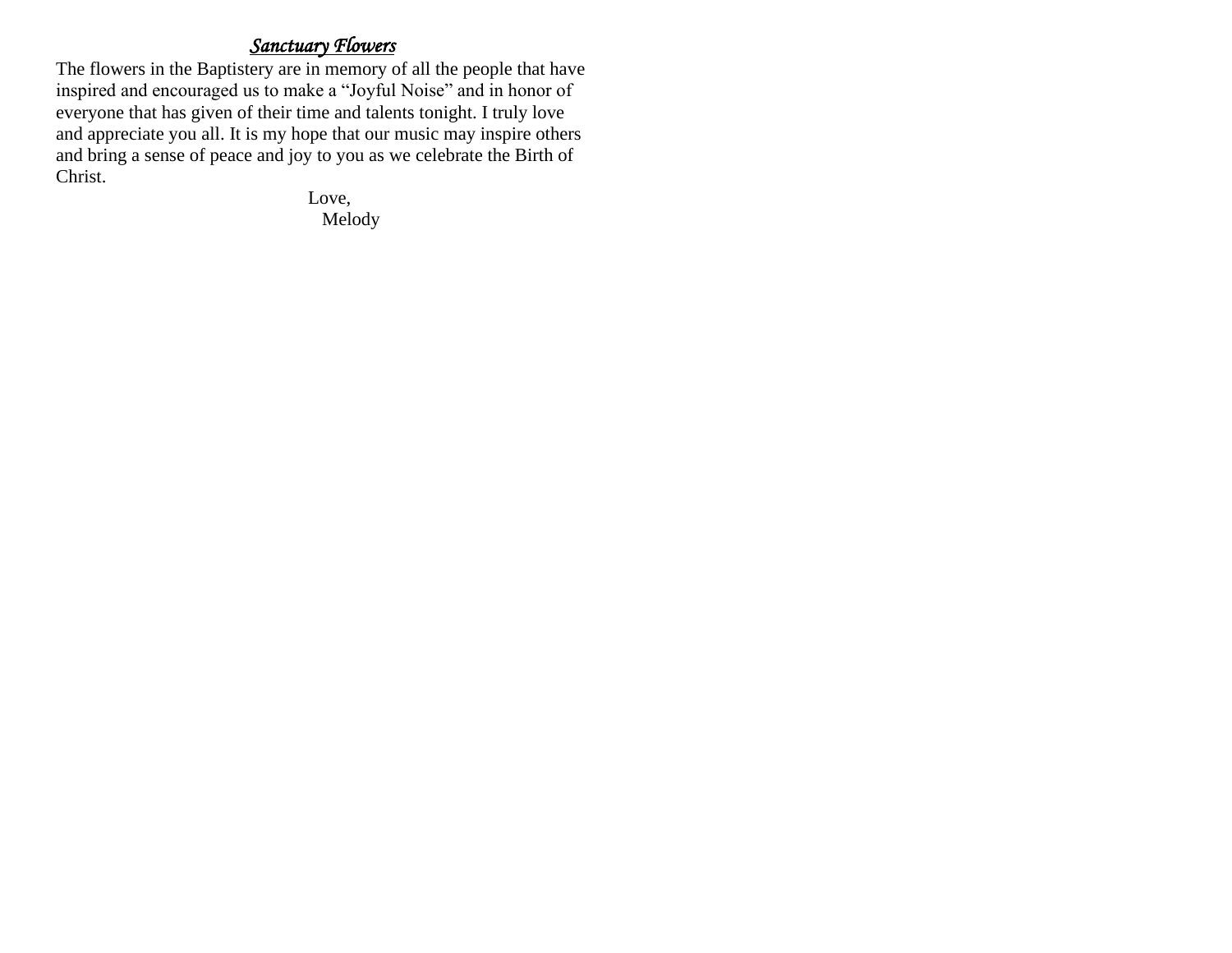## ***Sanctuary Flowers***

The flowers in the Baptistery are in memory of all the people that have inspired and encouraged us to make a "Joyful Noise" and in honor of everyone that has given of their time and talents tonight. I truly love and appreciate you all. It is my hope that our music may inspire others and bring a sense of peace and joy to you as we celebrate the Birth of Christ.

Love,
Melody